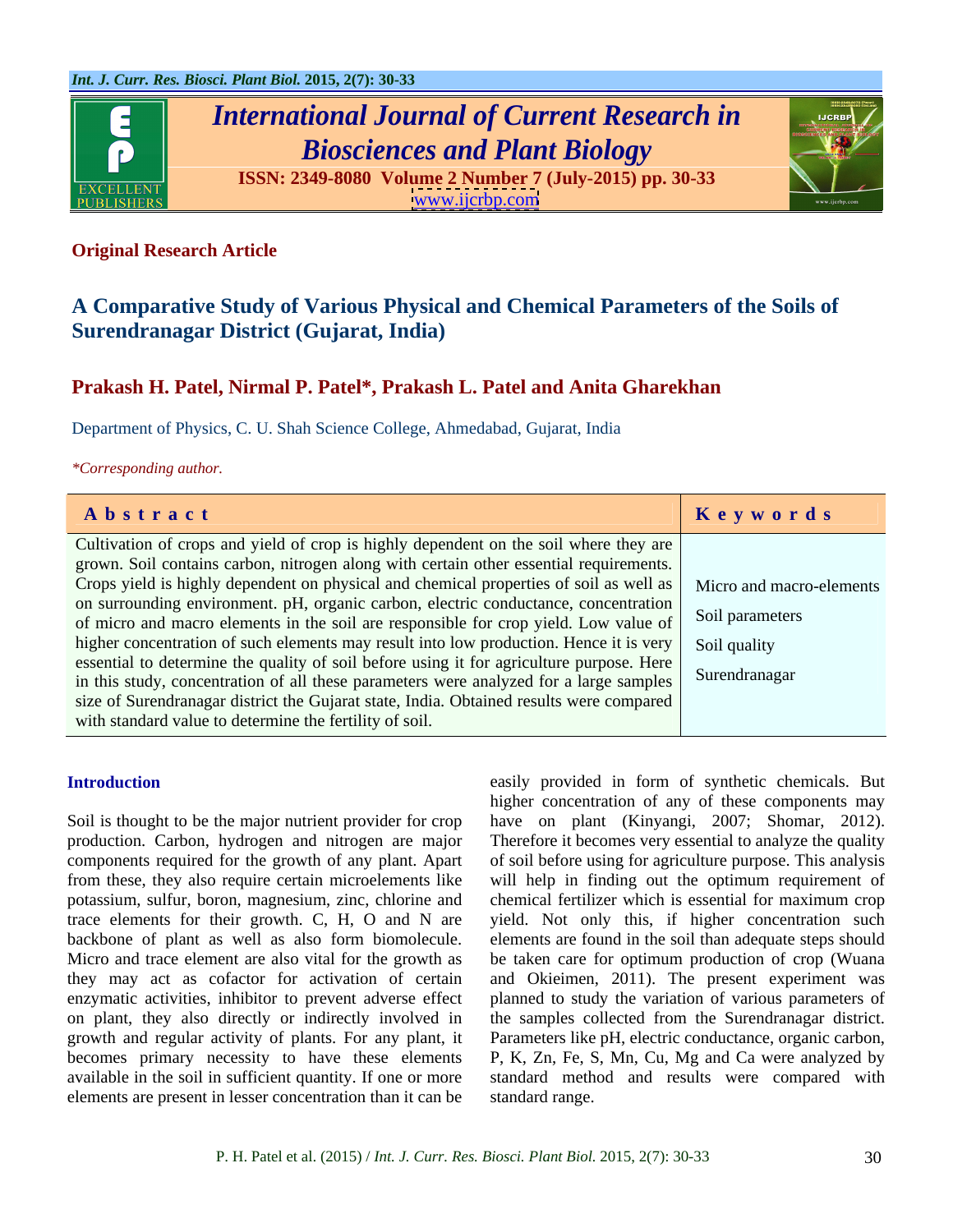**Original Research Article**

# A Comparative Study of Various Physical and Chemical Parameters of the Soils of Surendranagar District (Gujarat, India)

**Prakash H. Patel, Nirmal P. Patel*, Prakash L. Patel and Anita Gharekhan**

Department of Physics, C. U. Shah Science College, Ahmedabad, Gujarat, India

*\*Corresponding author.*

| Abstract | Keywords |
|---|---|
| Cultivation of crops and yield of crop is highly dependent on the soil where they are grown. Soil contains carbon, nitrogen along with certain other essential requirements. Crops yield is highly dependent on physical and chemical properties of soil as well as on surrounding environment. pH, organic carbon, electric conductance, concentration of micro and macro elements in the soil are responsible for crop yield. Low value of higher concentration of such elements may result into low production. Hence it is very essential to determine the quality of soil before using it for agriculture purpose. Here in this study, concentration of all these parameters were analyzed for a large samples size of Surendranagar district the Gujarat state, India. Obtained results were compared with standard value to determine the fertility of soil. | Micro and macro-elements<br>Soil parameters<br>Soil quality<br>Surendranagar |

## Introduction

Soil is thought to be the major nutrient provider for crop production. Carbon, hydrogen and nitrogen are major components required for the growth of any plant. Apart from these, they also require certain microelements like potassium, sulfur, boron, magnesium, zinc, chlorine and trace elements for their growth. C, H, O and N are backbone of plant as well as also form biomolecule. Micro and trace element are also vital for the growth as they may act as cofactor for activation of certain enzymatic activities, inhibitor to prevent adverse effect on plant, they also directly or indirectly involved in growth and regular activity of plants. For any plant, it becomes primary necessity to have these elements available in the soil in sufficient quantity. If one or more elements are present in lesser concentration than it can be easily provided in form of synthetic chemicals. But higher concentration of any of these components may have on plant (Kinyangi, 2007; Shomar, 2012). Therefore it becomes very essential to analyze the quality of soil before using for agriculture purpose. This analysis will help in finding out the optimum requirement of chemical fertilizer which is essential for maximum crop yield. Not only this, if higher concentration such elements are found in the soil than adequate steps should be taken care for optimum production of crop (Wuana and Okieimen, 2011). The present experiment was planned to study the variation of various parameters of the samples collected from the Surendranagar district. Parameters like pH, electric conductance, organic carbon, P, K, Zn, Fe, S, Mn, Cu, Mg and Ca were analyzed by standard method and results were compared with standard range.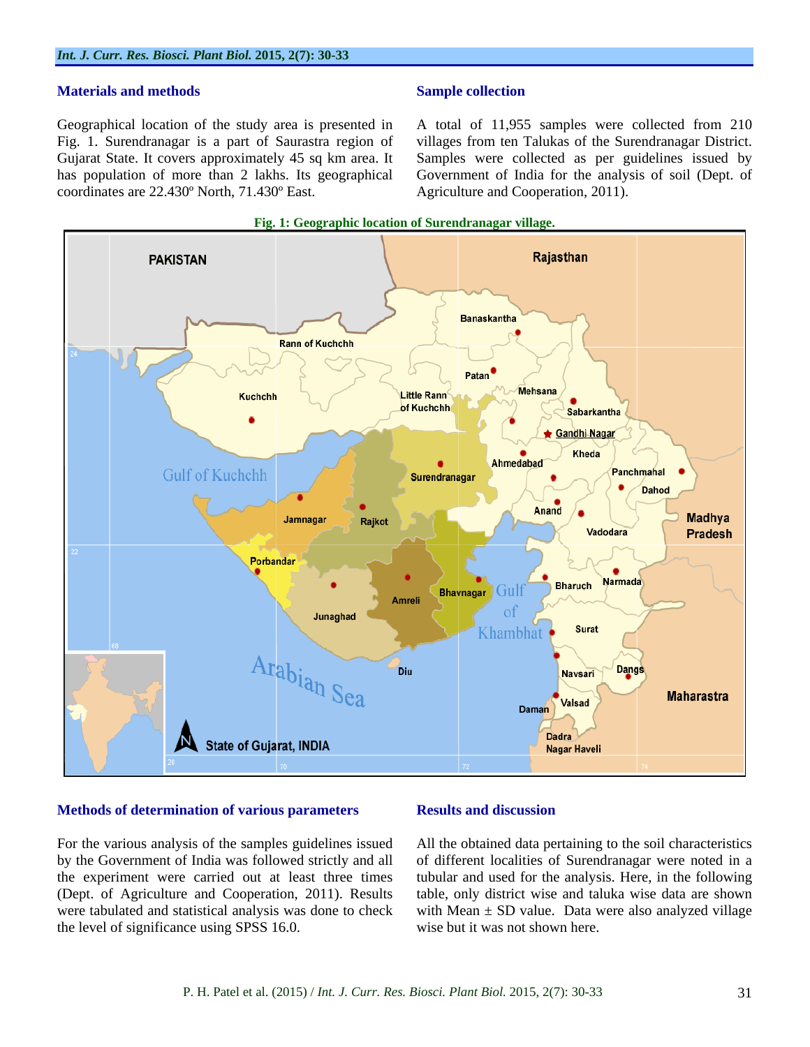## Materials and methods

Geographical location of the study area is presented in Fig. 1. Surendranagar is a part of Saurastra region of Gujarat State. It covers approximately 45 sq km area. It has population of more than 2 lakhs. Its geographical coordinates are 22.430º North, 71.430º East.

## Sample collection

A total of 11,955 samples were collected from 210 villages from ten Talukas of the Surendranagar District. Samples were collected as per guidelines issued by Government of India for the analysis of soil (Dept. of Agriculture and Cooperation, 2011).

**Fig. 1: Geographic location of Surendranagar village.**

## Methods of determination of various parameters

For the various analysis of the samples guidelines issued by the Government of India was followed strictly and all the experiment were carried out at least three times (Dept. of Agriculture and Cooperation, 2011). Results were tabulated and statistical analysis was done to check the level of significance using SPSS 16.0.

## Results and discussion

All the obtained data pertaining to the soil characteristics of different localities of Surendranagar were noted in a tubular and used for the analysis. Here, in the following table, only district wise and taluka wise data are shown with Mean ± SD value. Data were also analyzed village wise but it was not shown here.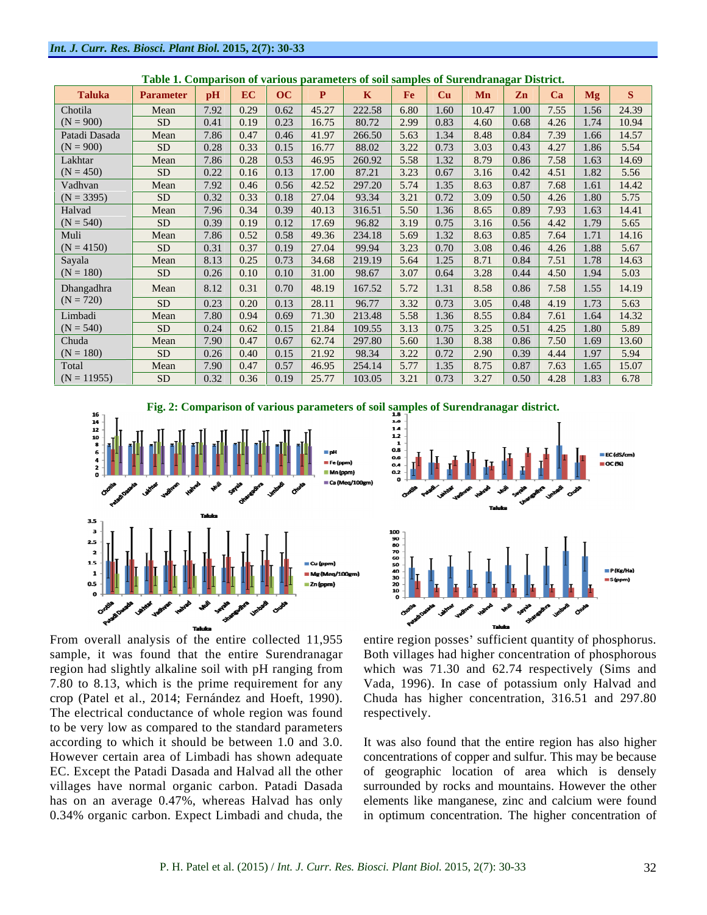**Table 1. Comparison of various parameters of soil samples of Surendranagar District.**

| Taluka | Parameter | pH | EC | OC | P | K | Fe | Cu | Mn | Zn | Ca | Mg | S |
|---|---|---|---|---|---|---|---|---|---|---|---|---|---|
| Chotila | Mean | 7.92 | 0.29 | 0.62 | 45.27 | 222.58 | 6.80 | 1.60 | 10.47 | 1.00 | 7.55 | 1.56 | 24.39 |
| (N = 900) | SD | 0.41 | 0.19 | 0.23 | 16.75 | 80.72 | 2.99 | 0.83 | 4.60 | 0.68 | 4.26 | 1.74 | 10.94 |
| Patadi Dasada | Mean | 7.86 | 0.47 | 0.46 | 41.97 | 266.50 | 5.63 | 1.34 | 8.48 | 0.84 | 7.39 | 1.66 | 14.57 |
| (N = 900) | SD | 0.28 | 0.33 | 0.15 | 16.77 | 88.02 | 3.22 | 0.73 | 3.03 | 0.43 | 4.27 | 1.86 | 5.54 |
| Lakhtar | Mean | 7.86 | 0.28 | 0.53 | 46.95 | 260.92 | 5.58 | 1.32 | 8.79 | 0.86 | 7.58 | 1.63 | 14.69 |
| (N = 450) | SD | 0.22 | 0.16 | 0.13 | 17.00 | 87.21 | 3.23 | 0.67 | 3.16 | 0.42 | 4.51 | 1.82 | 5.56 |
| Vadhvan | Mean | 7.92 | 0.46 | 0.56 | 42.52 | 297.20 | 5.74 | 1.35 | 8.63 | 0.87 | 7.68 | 1.61 | 14.42 |
| (N = 3395) | SD | 0.32 | 0.33 | 0.18 | 27.04 | 93.34 | 3.21 | 0.72 | 3.09 | 0.50 | 4.26 | 1.80 | 5.75 |
| Halvad | Mean | 7.96 | 0.34 | 0.39 | 40.13 | 316.51 | 5.50 | 1.36 | 8.65 | 0.89 | 7.93 | 1.63 | 14.41 |
| (N = 540) | SD | 0.39 | 0.19 | 0.12 | 17.69 | 96.82 | 3.19 | 0.75 | 3.16 | 0.56 | 4.42 | 1.79 | 5.65 |
| Muli | Mean | 7.86 | 0.52 | 0.58 | 49.36 | 234.18 | 5.69 | 1.32 | 8.63 | 0.85 | 7.64 | 1.71 | 14.16 |
| (N = 4150) | SD | 0.31 | 0.37 | 0.19 | 27.04 | 99.94 | 3.23 | 0.70 | 3.08 | 0.46 | 4.26 | 1.88 | 5.67 |
| Sayala | Mean | 8.13 | 0.25 | 0.73 | 34.68 | 219.19 | 5.64 | 1.25 | 8.71 | 0.84 | 7.51 | 1.78 | 14.63 |
| (N = 180) | SD | 0.26 | 0.10 | 0.10 | 31.00 | 98.67 | 3.07 | 0.64 | 3.28 | 0.44 | 4.50 | 1.94 | 5.03 |
| Dhangadhra | Mean | 8.12 | 0.31 | 0.70 | 48.19 | 167.52 | 5.72 | 1.31 | 8.58 | 0.86 | 7.58 | 1.55 | 14.19 |
| (N = 720) | SD | 0.23 | 0.20 | 0.13 | 28.11 | 96.77 | 3.32 | 0.73 | 3.05 | 0.48 | 4.19 | 1.73 | 5.63 |
| Limbadi | Mean | 7.80 | 0.94 | 0.69 | 71.30 | 213.48 | 5.58 | 1.36 | 8.55 | 0.84 | 7.61 | 1.64 | 14.32 |
| (N = 540) | SD | 0.24 | 0.62 | 0.15 | 21.84 | 109.55 | 3.13 | 0.75 | 3.25 | 0.51 | 4.25 | 1.80 | 5.89 |
| Chuda | Mean | 7.90 | 0.47 | 0.67 | 62.74 | 297.80 | 5.60 | 1.30 | 8.38 | 0.86 | 7.50 | 1.69 | 13.60 |
| (N = 180) | SD | 0.26 | 0.40 | 0.15 | 21.92 | 98.34 | 3.22 | 0.72 | 2.90 | 0.39 | 4.44 | 1.97 | 5.94 |
| Total | Mean | 7.90 | 0.47 | 0.57 | 46.95 | 254.14 | 5.77 | 1.35 | 8.75 | 0.87 | 7.63 | 1.65 | 15.07 |
| (N = 11955) | SD | 0.32 | 0.36 | 0.19 | 25.77 | 103.05 | 3.21 | 0.73 | 3.27 | 0.50 | 4.28 | 1.83 | 6.78 |

**Fig. 2: Comparison of various parameters of soil samples of Surendranagar district.**

From overall analysis of the entire collected 11,955 sample, it was found that the entire Surendranagar region had slightly alkaline soil with pH ranging from 7.80 to 8.13, which is the prime requirement for any crop (Patel et al., 2014; Fernández and Hoeft, 1990). The electrical conductance of whole region was found to be very low as compared to the standard parameters according to which it should be between 1.0 and 3.0. However certain area of Limbadi has shown adequate EC. Except the Patadi Dasada and Halvad all the other villages have normal organic carbon. Patadi Dasada has on an average 0.47%, whereas Halvad has only 0.34% organic carbon. Expect Limbadi and chuda, the entire region posses' sufficient quantity of phosphorus. Both villages had higher concentration of phosphorous which was 71.30 and 62.74 respectively (Sims and Vada, 1996). In case of potassium only Halvad and Chuda has higher concentration, 316.51 and 297.80 respectively.

It was also found that the entire region has also higher concentrations of copper and sulfur. This may be because of geographic location of area which is densely surrounded by rocks and mountains. However the other elements like manganese, zinc and calcium were found in optimum concentration. The higher concentration of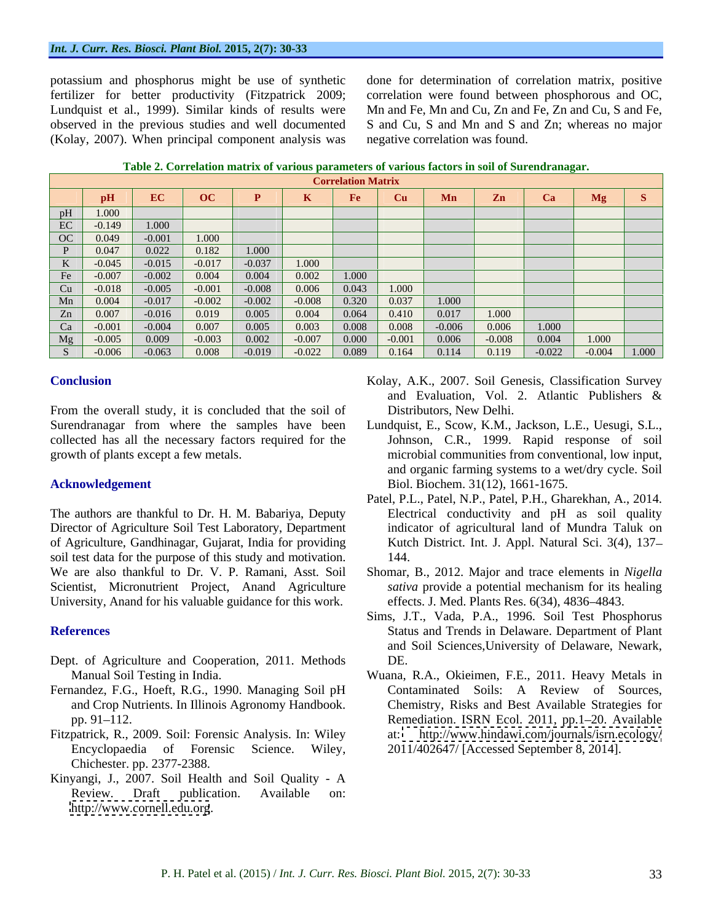potassium and phosphorus might be use of synthetic fertilizer for better productivity (Fitzpatrick 2009; Lundquist et al., 1999). Similar kinds of results were observed in the previous studies and well documented (Kolay, 2007). When principal component analysis was done for determination of correlation matrix, positive correlation were found between phosphorous and OC, Mn and Fe, Mn and Cu, Zn and Fe, Zn and Cu, S and Fe, S and Cu, S and Mn and S and Zn; whereas no major negative correlation was found.

**Table 2. Correlation matrix of various parameters of various factors in soil of Surendranagar.**

| Correlation Matrix | | | | | | | | | | | | |
|---|---|---|---|---|---|---|---|---|---|---|---|---|
| | pH | EC | OC | P | K | Fe | Cu | Mn | Zn | Ca | Mg | S |
| pH | 1.000 | | | | | | | | | | | |
| EC | -0.149 | 1.000 | | | | | | | | | | |
| OC | 0.049 | -0.001 | 1.000 | | | | | | | | | |
| P | 0.047 | 0.022 | 0.182 | 1.000 | | | | | | | | |
| K | -0.045 | -0.015 | -0.017 | -0.037 | 1.000 | | | | | | | |
| Fe | -0.007 | -0.002 | 0.004 | 0.004 | 0.002 | 1.000 | | | | | | |
| Cu | -0.018 | -0.005 | -0.001 | -0.008 | 0.006 | 0.043 | 1.000 | | | | | |
| Mn | 0.004 | -0.017 | -0.002 | -0.002 | -0.008 | 0.320 | 0.037 | 1.000 | | | | |
| Zn | 0.007 | -0.016 | 0.019 | 0.005 | 0.004 | 0.064 | 0.410 | 0.017 | 1.000 | | | |
| Ca | -0.001 | -0.004 | 0.007 | 0.005 | 0.003 | 0.008 | 0.008 | -0.006 | 0.006 | 1.000 | | |
| Mg | -0.005 | 0.009 | -0.003 | 0.002 | -0.007 | 0.000 | -0.001 | 0.006 | -0.008 | 0.004 | 1.000 | |
| S | -0.006 | -0.063 | 0.008 | -0.019 | -0.022 | 0.089 | 0.164 | 0.114 | 0.119 | -0.022 | -0.004 | 1.000 |

## Conclusion

From the overall study, it is concluded that the soil of Surendranagar from where the samples have been collected has all the necessary factors required for the growth of plants except a few metals.

## Acknowledgement

The authors are thankful to Dr. H. M. Babariya, Deputy Director of Agriculture Soil Test Laboratory, Department of Agriculture, Gandhinagar, Gujarat, India for providing soil test data for the purpose of this study and motivation. We are also thankful to Dr. V. P. Ramani, Asst. Soil Scientist, Micronutrient Project, Anand Agriculture University, Anand for his valuable guidance for this work.

## References

Dept. of Agriculture and Cooperation, 2011. Methods Manual Soil Testing in India.

Fernandez, F.G., Hoeft, R.G., 1990. Managing Soil pH and Crop Nutrients. In Illinois Agronomy Handbook. pp. 91–112.

Fitzpatrick, R., 2009. Soil: Forensic Analysis. In: Wiley Encyclopaedia of Forensic Science. Wiley, Chichester. pp. 2377-2388.

Kinyangi, J., 2007. Soil Health and Soil Quality - A Review. Draft publication. Available on: http://www.cornell.edu.org.

Kolay, A.K., 2007. Soil Genesis, Classification Survey and Evaluation, Vol. 2. Atlantic Publishers & Distributors, New Delhi.

Lundquist, E., Scow, K.M., Jackson, L.E., Uesugi, S.L., Johnson, C.R., 1999. Rapid response of soil microbial communities from conventional, low input, and organic farming systems to a wet/dry cycle. Soil Biol. Biochem. 31(12), 1661-1675.

Patel, P.L., Patel, N.P., Patel, P.H., Gharekhan, A., 2014. Electrical conductivity and pH as soil quality indicator of agricultural land of Mundra Taluk on Kutch District. Int. J. Appl. Natural Sci. 3(4), 137–144.

Shomar, B., 2012. Major and trace elements in *Nigella sativa* provide a potential mechanism for its healing effects. J. Med. Plants Res. 6(34), 4836–4843.

Sims, J.T., Vada, P.A., 1996. Soil Test Phosphorus Status and Trends in Delaware. Department of Plant and Soil Sciences,University of Delaware, Newark, DE.

Wuana, R.A., Okieimen, F.E., 2011. Heavy Metals in Contaminated Soils: A Review of Sources, Chemistry, Risks and Best Available Strategies for Remediation. ISRN Ecol. 2011, pp.1–20. Available at: http://www.hindawi.com/journals/isrn.ecology/2011/402647/ [Accessed September 8, 2014].